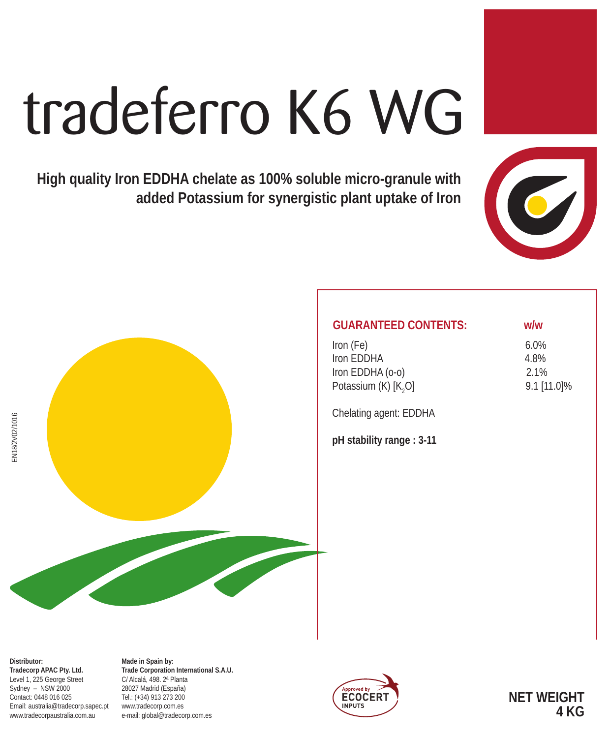# tradeferro K6 WG

**High quality Iron EDDHA chelate as 100% soluble micro-granule with added Potassium for synergistic plant uptake of Iron**

| GUARANTEED CONTENTS: | w/w |
|---|---|
| Iron (Fe) | 6.0% |
| Iron EDDHA | 4.8% |
| Iron EDDHA (o-o) | 2.1% |
| Potassium (K) [$K_2O$] | 9.1 [11.0]% |

Chelating agent: EDDHA

**pH stability range : 3-11**

EN18/2V02/1016

**Distributor:**
**Tradecorp APAC Pty. Ltd.**
Level 1, 225 George Street
Sydney – NSW 2000
Contact: 0448 016 025
Email: australia@tradecorp.sapec.pt
www.tradecorpaustralia.com.au

**Made in Spain by:**
**Trade Corporation International S.A.U.**
C/ Alcalá, 498. 2ª Planta
28027 Madrid (España)
Tel.: (+34) 913 273 200
www.tradecorp.com.es
e-mail: global@tradecorp.com.es

Approved by ECOCERT INPUTS

**NET WEIGHT 4 KG**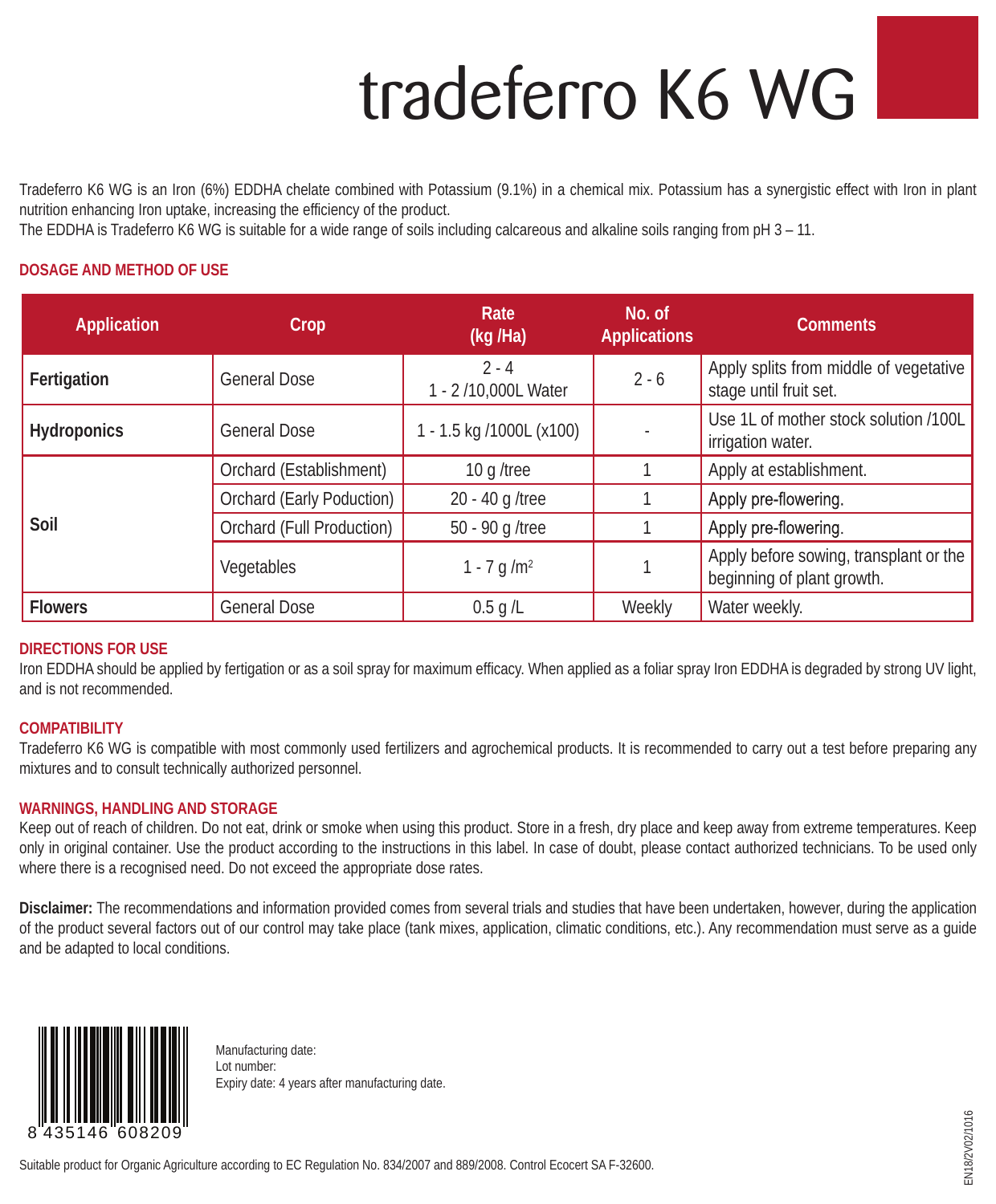# tradeferro K6 WG

Tradeferro K6 WG is an Iron (6%) EDDHA chelate combined with Potassium (9.1%) in a chemical mix. Potassium has a synergistic effect with Iron in plant nutrition enhancing Iron uptake, increasing the efficiency of the product.
The EDDHA is Tradeferro K6 WG is suitable for a wide range of soils including calcareous and alkaline soils ranging from pH 3 – 11.

## DOSAGE AND METHOD OF USE

| Application | Crop | Rate (kg /Ha) | No. of Applications | Comments |
|---|---|---|---|---|
| **Fertigation** | General Dose | 2 - 4<br>1 - 2 /10,000L Water | 2 - 6 | Apply splits from middle of vegetative stage until fruit set. |
| **Hydroponics** | General Dose | 1 - 1.5 kg /1000L (x100) | - | Use 1L of mother stock solution /100L irrigation water. |
| **Soil** | Orchard (Establishment) | 10 g /tree | 1 | Apply at establishment. |
| | Orchard (Early Poduction) | 20 - 40 g /tree | 1 | Apply pre-flowering. |
| | Orchard (Full Production) | 50 - 90 g /tree | 1 | Apply pre-flowering. |
| | Vegetables | 1 - 7 g /m$^2$ | 1 | Apply before sowing, transplant or the beginning of plant growth. |
| **Flowers** | General Dose | 0.5 g /L | Weekly | Water weekly. |

## DIRECTIONS FOR USE

Iron EDDHA should be applied by fertigation or as a soil spray for maximum efficacy. When applied as a foliar spray Iron EDDHA is degraded by strong UV light, and is not recommended.

## COMPATIBILITY

Tradeferro K6 WG is compatible with most commonly used fertilizers and agrochemical products. It is recommended to carry out a test before preparing any mixtures and to consult technically authorized personnel.

## WARNINGS, HANDLING AND STORAGE

Keep out of reach of children. Do not eat, drink or smoke when using this product. Store in a fresh, dry place and keep away from extreme temperatures. Keep only in original container. Use the product according to the instructions in this label. In case of doubt, please contact authorized technicians. To be used only where there is a recognised need. Do not exceed the appropriate dose rates.

**Disclaimer:** The recommendations and information provided comes from several trials and studies that have been undertaken, however, during the application of the product several factors out of our control may take place (tank mixes, application, climatic conditions, etc.). Any recommendation must serve as a guide and be adapted to local conditions.

8 435146 608209

Manufacturing date:
Lot number:
Expiry date: 4 years after manufacturing date.

Suitable product for Organic Agriculture according to EC Regulation No. 834/2007 and 889/2008. Control Ecocert SA F-32600.

EN18/2V02/1016